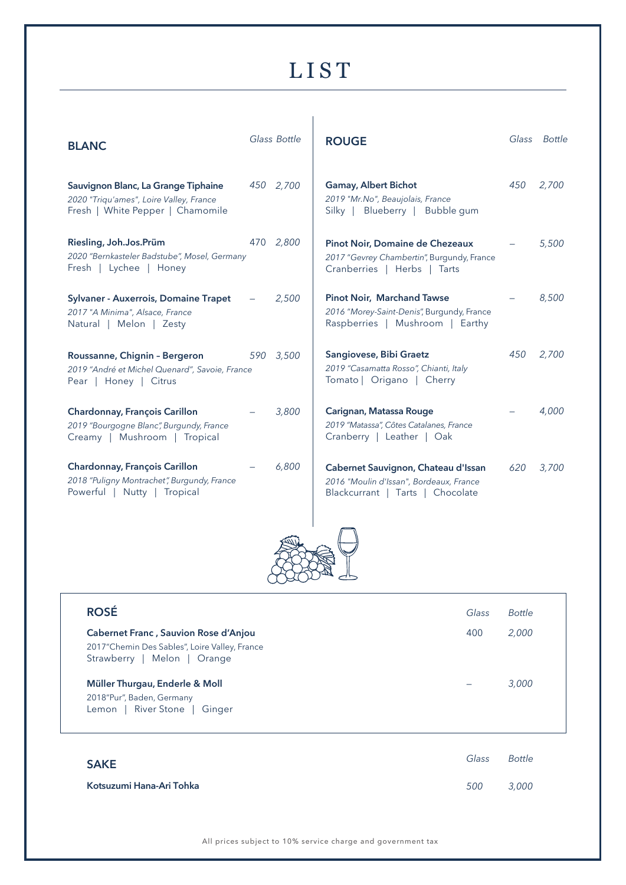# LIST

## BLANC

| | Glass | Bottle |
|---|---|---|
| **Sauvignon Blanc, La Grange Tiphaine**<br>*2020 "Triqu'ames", Loire Valley, France*<br>Fresh \| White Pepper \| Chamomile | 450 | 2,700 |
| **Riesling, Joh.Jos.Prüm**<br>*2020 "Bernkasteler Badstube", Mosel, Germany*<br>Fresh \| Lychee \| Honey | 470 | 2,800 |
| **Sylvaner - Auxerrois, Domaine Trapet**<br>*2017 "A Minima", Alsace, France*<br>Natural \| Melon \| Zesty | – | 2,500 |
| **Roussanne, Chignin – Bergeron**<br>*2019 "André et Michel Quenard", Savoie, France*<br>Pear \| Honey \| Citrus | 590 | 3,500 |
| **Chardonnay, François Carillon**<br>*2019 "Bourgogne Blanc", Burgundy, France*<br>Creamy \| Mushroom \| Tropical | – | 3,800 |
| **Chardonnay, François Carillon**<br>*2018 "Puligny Montrachet", Burgundy, France*<br>Powerful \| Nutty \| Tropical | – | 6,800 |

## ROUGE

| | Glass | Bottle |
|---|---|---|
| **Gamay, Albert Bichot**<br>*2019 "Mr.No", Beaujolais, France*<br>Silky \| Blueberry \| Bubble gum | 450 | 2,700 |
| **Pinot Noir, Domaine de Chezeaux**<br>*2017 "Gevrey Chambertin", Burgundy, France*<br>Cranberries \| Herbs \| Tarts | – | 5,500 |
| **Pinot Noir, Marchand Tawse**<br>*2016 "Morey-Saint-Denis", Burgundy, France*<br>Raspberries \| Mushroom \| Earthy | – | 8,500 |
| **Sangiovese, Bibi Graetz**<br>*2019 "Casamatta Rosso", Chianti, Italy*<br>Tomato \| Origano \| Cherry | 450 | 2,700 |
| **Carignan, Matassa Rouge**<br>*2019 "Matassa", Côtes Catalanes, France*<br>Cranberry \| Leather \| Oak | – | 4,000 |
| **Cabernet Sauvignon, Chateau d'Issan**<br>*2016 "Moulin d'Issan", Bordeaux, France*<br>Blackcurrant \| Tarts \| Chocolate | 620 | 3,700 |

## ROSÉ

| | Glass | Bottle |
|---|---|---|
| **Cabernet Franc , Sauvion Rose d'Anjou**<br>2017"Chemin Des Sables", Loire Valley, France<br>Strawberry \| Melon \| Orange | 400 | 2,000 |
| **Müller Thurgau, Enderle & Moll**<br>2018"Pur", Baden, Germany<br>Lemon \| River Stone \| Ginger | – | 3,000 |

## SAKE

| | Glass | Bottle |
|---|---|---|
| **Kotsuzumi Hana-Ari Tohka** | 500 | 3,000 |

All prices subject to 10% service charge and government tax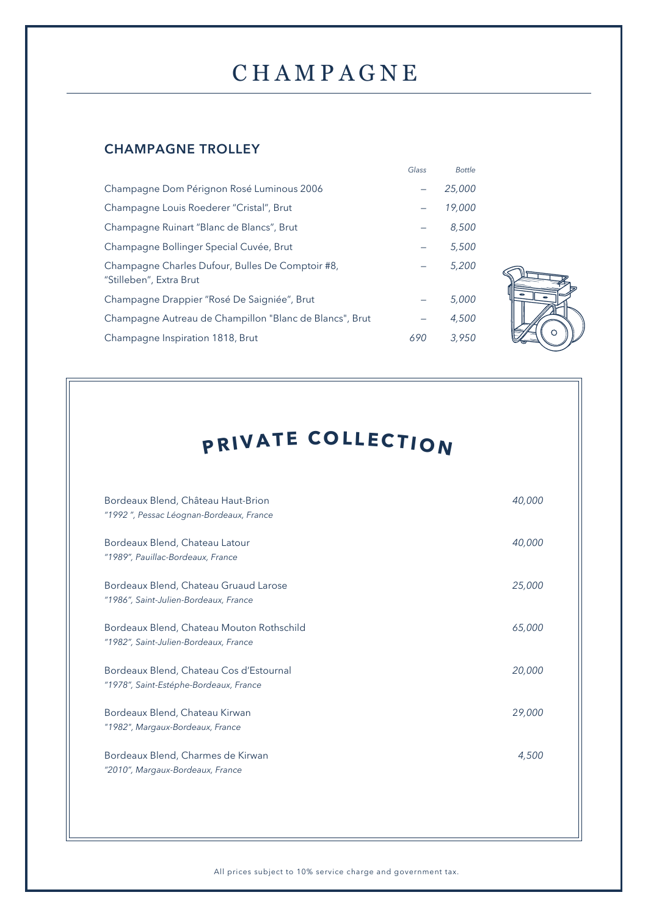# CHAMPAGNE

## CHAMPAGNE TROLLEY

| | Glass | Bottle |
|---|---|---|
| Champagne Dom Pérignon Rosé Luminous 2006 | – | 25,000 |
| Champagne Louis Roederer "Cristal", Brut | – | 19,000 |
| Champagne Ruinart "Blanc de Blancs", Brut | – | 8,500 |
| Champagne Bollinger Special Cuvée, Brut | – | 5,500 |
| Champagne Charles Dufour, Bulles De Comptoir #8, "Stilleben", Extra Brut | – | 5,200 |
| Champagne Drappier "Rosé De Saigniée", Brut | – | 5,000 |
| Champagne Autreau de Champillon "Blanc de Blancs", Brut | – | 4,500 |
| Champagne Inspiration 1818, Brut | 690 | 3,950 |

## PRIVATE COLLECTION

| | |
|---|---|
| Bordeaux Blend, Château Haut-Brion<br>*"1992 ", Pessac Léognan-Bordeaux, France* | *40,000* |
| Bordeaux Blend, Chateau Latour<br>*"1989", Pauillac-Bordeaux, France* | *40,000* |
| Bordeaux Blend, Chateau Gruaud Larose<br>*"1986", Saint-Julien-Bordeaux, France* | *25,000* |
| Bordeaux Blend, Chateau Mouton Rothschild<br>*"1982", Saint-Julien-Bordeaux, France* | *65,000* |
| Bordeaux Blend, Chateau Cos d'Estournal<br>*"1978", Saint-Estéphe-Bordeaux, France* | *20,000* |
| Bordeaux Blend, Chateau Kirwan<br>*"1982", Margaux-Bordeaux, France* | *29,000* |
| Bordeaux Blend, Charmes de Kirwan<br>*"2010", Margaux-Bordeaux, France* | *4,500* |

All prices subject to 10% service charge and government tax.